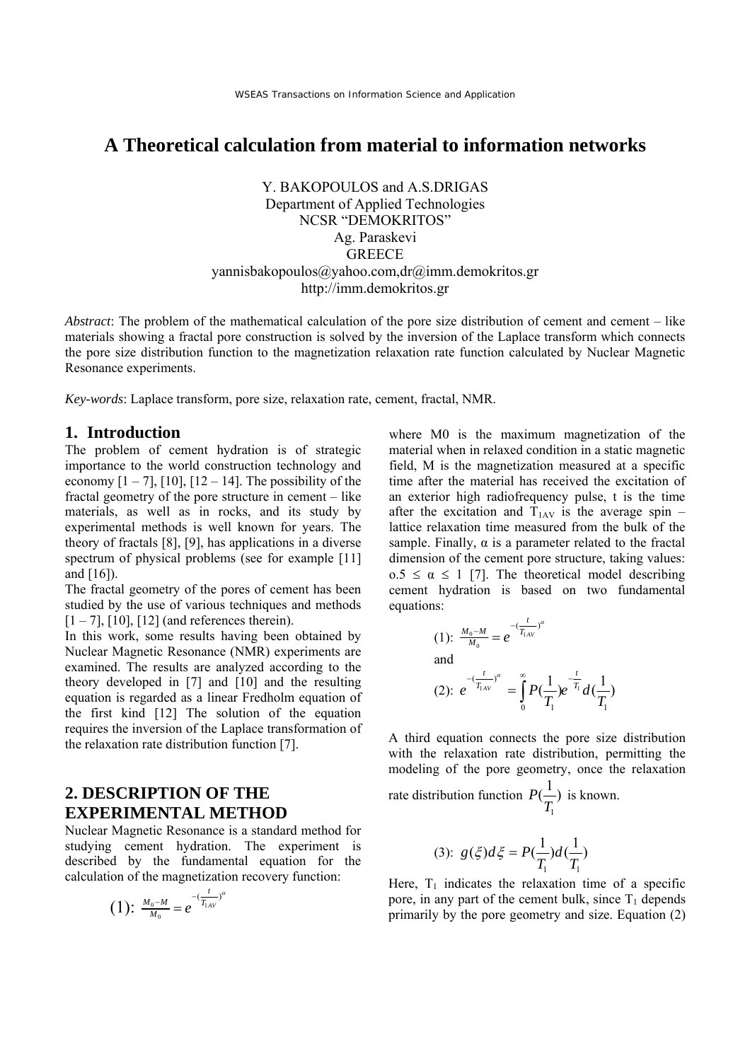# A Theoretical calculation from material to information networks

Y. BAKOPOULOS and A.S.DRIGAS
Department of Applied Technologies
NCSR "DEMOKRITOS"
Ag. Paraskevi
GREECE
yannisbakopoulos@yahoo.com,dr@imm.demokritos.gr
http://imm.demokritos.gr

*Abstract*: The problem of the mathematical calculation of the pore size distribution of cement and cement – like materials showing a fractal pore construction is solved by the inversion of the Laplace transform which connects the pore size distribution function to the magnetization relaxation rate function calculated by Nuclear Magnetic Resonance experiments.

*Key-words*: Laplace transform, pore size, relaxation rate, cement, fractal, NMR.

## 1. Introduction

The problem of cement hydration is of strategic importance to the world construction technology and economy [1 – 7], [10], [12 – 14]. The possibility of the fractal geometry of the pore structure in cement – like materials, as well as in rocks, and its study by experimental methods is well known for years. The theory of fractals [8], [9], has applications in a diverse spectrum of physical problems (see for example [11] and [16]).

The fractal geometry of the pores of cement has been studied by the use of various techniques and methods [1 – 7], [10], [12] (and references therein).

In this work, some results having been obtained by Nuclear Magnetic Resonance (NMR) experiments are examined. The results are analyzed according to the theory developed in [7] and [10] and the resulting equation is regarded as a linear Fredholm equation of the first kind [12] The solution of the equation requires the inversion of the Laplace transformation of the relaxation rate distribution function [7].

## 2. DESCRIPTION OF THE EXPERIMENTAL METHOD

Nuclear Magnetic Resonance is a standard method for studying cement hydration. The experiment is described by the fundamental equation for the calculation of the magnetization recovery function:

$$(1): \frac{M_0 - M}{M_0} = e^{-(\frac{t}{T_{1AV}})^{\alpha}}$$

where M0 is the maximum magnetization of the material when in relaxed condition in a static magnetic field, M is the magnetization measured at a specific time after the material has received the excitation of an exterior high radiofrequency pulse, t is the time after the excitation and $T_{1AV}$ is the average spin – lattice relaxation time measured from the bulk of the sample. Finally, α is a parameter related to the fractal dimension of the cement pore structure, taking values: o.5 ≤ α ≤ 1 [7]. The theoretical model describing cement hydration is based on two fundamental equations:

$$(1): \frac{M_0 - M}{M_0} = e^{-(\frac{t}{T_{1AV}})^{\alpha}}$$

and

$$(2): e^{-(\frac{t}{T_{1AV}})^{\alpha}} = \int_0^{\infty} P(\frac{1}{T_1}) e^{-\frac{t}{T_1}} d(\frac{1}{T_1})$$

A third equation connects the pore size distribution with the relaxation rate distribution, permitting the modeling of the pore geometry, once the relaxation rate distribution function $P(\frac{1}{T_1})$ is known.

$$(3): g(\xi) d\xi = P(\frac{1}{T_1}) d(\frac{1}{T_1})$$

Here, $T_1$ indicates the relaxation time of a specific pore, in any part of the cement bulk, since $T_1$ depends primarily by the pore geometry and size. Equation (2)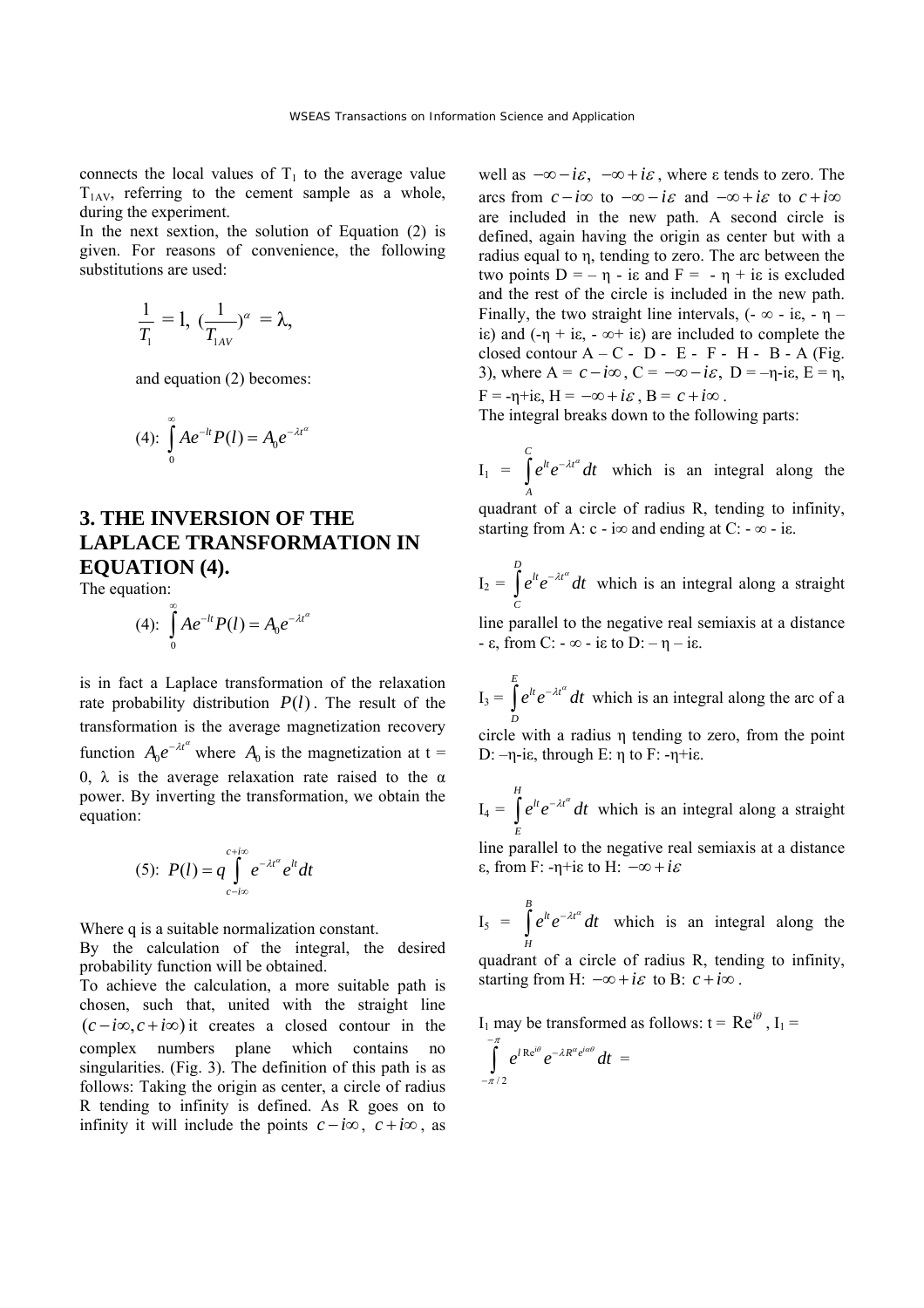connects the local values of $T_1$ to the average value $T_{1AV}$, referring to the cement sample as a whole, during the experiment.

In the next sextion, the solution of Equation (2) is given. For reasons of convenience, the following substitutions are used:

$$\frac{1}{T_1} = l, \ (\frac{1}{T_{1AV}})^{\alpha} = \lambda,$$

and equation (2) becomes:

$$(4): \int_0^{\infty} Ae^{-lt}P(l) = A_0 e^{-\lambda t^{\alpha}}$$

## 3. THE INVERSION OF THE LAPLACE TRANSFORMATION IN EQUATION (4).

The equation:

$$(4): \int_0^{\infty} Ae^{-lt}P(l) = A_0 e^{-\lambda t^{\alpha}}$$

is in fact a Laplace transformation of the relaxation rate probability distribution $P(l)$. The result of the transformation is the average magnetization recovery function $A_0 e^{-\lambda t^{\alpha}}$ where $A_0$ is the magnetization at t = 0, λ is the average relaxation rate raised to the α power. By inverting the transformation, we obtain the equation:

$$(5): P(l) = q \int_{c-i\infty}^{c+i\infty} e^{-\lambda t^{\alpha}} e^{lt} dt$$

Where q is a suitable normalization constant.

By the calculation of the integral, the desired probability function will be obtained.

To achieve the calculation, a more suitable path is chosen, such that, united with the straight line $(c-i\infty, c+i\infty)$ it creates a closed contour in the complex numbers plane which contains no singularities. (Fig. 3). The definition of this path is as follows: Taking the origin as center, a circle of radius R tending to infinity is defined. As R goes on to infinity it will include the points $c-i\infty$, $c+i\infty$, as well as $-\infty-i\varepsilon$, $-\infty+i\varepsilon$, where ε tends to zero. The arcs from $c-i\infty$ to $-\infty-i\varepsilon$ and $-\infty+i\varepsilon$ to $c+i\infty$ are included in the new path. A second circle is defined, again having the origin as center but with a radius equal to η, tending to zero. The arc between the two points D = – η - iε and F = - η + iε is excluded and the rest of the circle is included in the new path. Finally, the two straight line intervals, (- ∞ - iε, - η – iε) and (-η + iε, - ∞+ iε) are included to complete the closed contour A – C - D - E - F - H - B - A (Fig. 3), where A = $c-i\infty$, C = $-\infty-i\varepsilon$, D = –η-iε, E = η, F = -η+iε, H = $-\infty+i\varepsilon$, B = $c+i\infty$.

The integral breaks down to the following parts:

$I_1 = \int_A^C e^{lt} e^{-\lambda t^{\alpha}} dt$ which is an integral along the quadrant of a circle of radius R, tending to infinity, starting from A: c - i∞ and ending at C: - ∞ - iε.

$I_2 = \int_C^D e^{lt} e^{-\lambda t^{\alpha}} dt$ which is an integral along a straight line parallel to the negative real semiaxis at a distance - ε, from C: - ∞ - iε to D: – η – iε.

$I_3 = \int_D^E e^{lt} e^{-\lambda t^{\alpha}} dt$ which is an integral along the arc of a circle with a radius η tending to zero, from the point D: –η-iε, through E: η to F: -η+iε.

$I_4 = \int_E^H e^{lt} e^{-\lambda t^{\alpha}} dt$ which is an integral along a straight line parallel to the negative real semiaxis at a distance ε, from F: -η+iε to H: $-\infty+i\varepsilon$

$I_5 = \int_H^B e^{lt} e^{-\lambda t^{\alpha}} dt$ which is an integral along the quadrant of a circle of radius R, tending to infinity, starting from H: $-\infty+i\varepsilon$ to B: $c+i\infty$.

$I_1$ may be transformed as follows: t = $\mathrm{Re}^{i\theta}$, $I_1$ = $\int_{-\pi/2}^{-\pi} e^{l\,\mathrm{Re}^{i\theta}} e^{-\lambda R^{\alpha} e^{i\alpha\theta}} dt$ =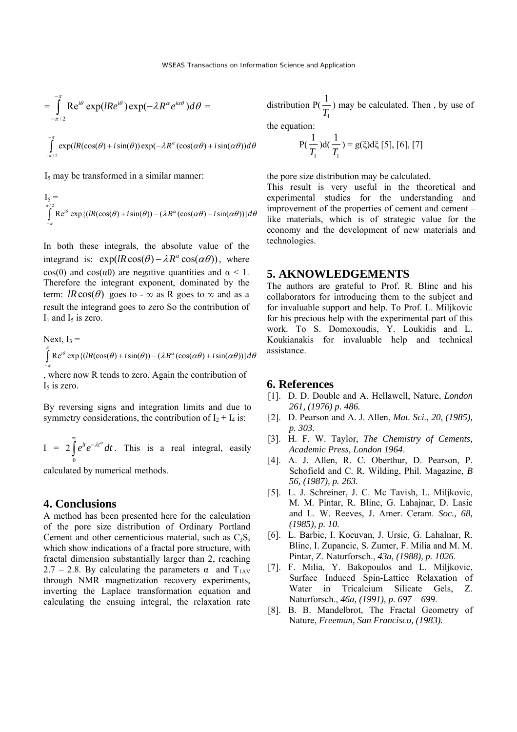$$= \int_{-\pi/2}^{-\pi} \mathrm{R}e^{i\theta} \exp(lRe^{i\theta}) \exp(-\lambda R^{\alpha} e^{i\alpha\theta}) d\theta =$$

$$\int_{-\pi/2}^{-\pi} \exp(lR(\cos(\theta) + i\sin(\theta)) \exp(-\lambda R^{\alpha}(\cos(\alpha\theta) + i\sin(\alpha\theta)) d\theta$$

$I_5$ may be transformed in a similar manner:

$I_5$ =

$$\int_{-\pi}^{\pi/2} \mathrm{R}e^{i\theta} \exp\{(lR(\cos(\theta) + i\sin(\theta)) - (\lambda R^{\alpha}(\cos(\alpha\theta) + i\sin(\alpha\theta))\} d\theta$$

In both these integrals, the absolute value of the integrand is: $\exp(lR\cos(\theta) - \lambda R^{a} \cos(\alpha\theta))$, where $\cos(\theta)$ and $\cos(\alpha\theta)$ are negative quantities and $\alpha < 1$. Therefore the integrant exponent, dominated by the term: $lR\cos(\theta)$ goes to $-\infty$ as R goes to $\infty$ and as a result the integrand goes to zero So the contribution of $I_1$ and $I_5$ is zero.

Next, $I_3$ =

$$\int_{-\pi}^{\pi} \mathrm{R}e^{i\theta} \exp\{(lR(\cos(\theta) + i\sin(\theta)) - (\lambda R^{\alpha}(\cos(\alpha\theta) + i\sin(\alpha\theta))\} d\theta$$

, where now R tends to zero. Again the contribution of $I_5$ is zero.

By reversing signs and integration limits and due to symmetry considerations, the contribution of $I_2 + I_4$ is:

$I = 2\int_{0}^{\infty} e^{lt} e^{-\lambda t^{\alpha}} dt$. This is a real integral, easily calculated by numerical methods.

## 4. Conclusions

A method has been presented here for the calculation of the pore size distribution of Ordinary Portland Cement and other cementicious material, such as $C_3S$, which show indications of a fractal pore structure, with fractal dimension substantially larger than 2, reaching 2.7 – 2.8. By calculating the parameters $\alpha$ and $T_{1AV}$ through NMR magnetization recovery experiments, inverting the Laplace transformation equation and calculating the ensuing integral, the relaxation rate distribution $P(\frac{1}{T_1})$ may be calculated. Then , by use of the equation:

$$P(\frac{1}{T_1})d(\frac{1}{T_1}) = g(\xi)d\xi \text{ [5], [6], [7]}$$

the pore size distribution may be calculated.

This result is very useful in the theoretical and experimental studies for the understanding and improvement of the properties of cement and cement – like materials, which is of strategic value for the economy and the development of new materials and technologies.

## 5. AKNOWLEDGEMENTS

The authors are grateful to Prof. R. Blinc and his collaborators for introducing them to the subject and for invaluable support and help. To Prof. L. Miljkovic for his precious help with the experimental part of this work. To S. Domoxoudis, Y. Loukidis and L. Koukianakis for invaluable help and technical assistance.

## 6. References

[1]. D. D. Double and A. Hellawell, Nature, *London 261, (1976) p. 486.*

[2]. D. Pearson and A. J. Allen, *Mat. Sci., 20, (1985), p. 303.*

[3]. H. F. W. Taylor, *The Chemistry of Cements, Academic Press, London 1964*.

[4]. A. J. Allen, R. C. Oberthur, D. Pearson, P. Schofield and C. R. Wilding, Phil. Magazine, *B 56, (1987), p. 263.*

[5]. L. J. Schreiner, J. C. Mc Tavish, L. Miljkovic, M. M. Pintar, R. Blinc, G. Lahajnar, D. Lasic and L. W. Reeves, J. Amer. Ceram. *Soc., 68, (1985), p. 10.*

[6]. L. Barbic, I. Kocuvan, J. Ursic, G. Lahalnar, R. Blinc, I. Zupancic, S. Zumer, F. Milia and M. M. Pintar, Z. Naturforsch., *43a, (1988), p. 1026*.

[7]. F. Milia, Y. Bakopoulos and L. Miljkovic, Surface Induced Spin-Lattice Relaxation of Water in Tricalcium Silicate Gels, Z. Naturforsch., *46a, (1991), p. 697 – 699*.

[8]. B. B. Mandelbrot, The Fractal Geometry of Nature, *Freeman, San Francisco, (1983).*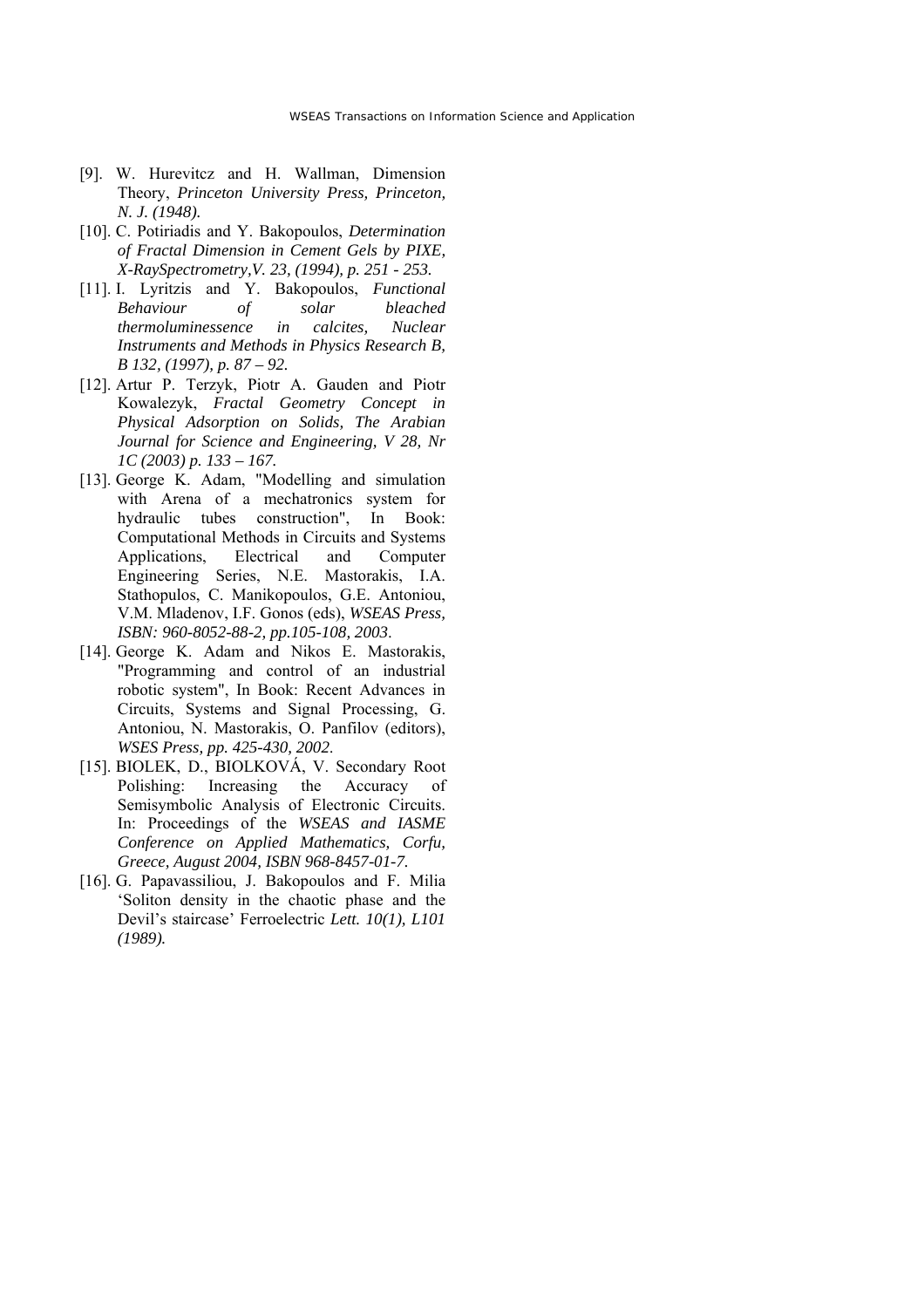[9]. W. Hurevitcz and H. Wallman, Dimension Theory, *Princeton University Press, Princeton, N. J. (1948).*

[10]. C. Potiriadis and Y. Bakopoulos, *Determination of Fractal Dimension in Cement Gels by PIXE, X-RaySpectrometry,V. 23, (1994), p. 251 - 253.*

[11]. I. Lyritzis and Y. Bakopoulos, *Functional Behaviour of solar bleached thermoluminessence in calcites, Nuclear Instruments and Methods in Physics Research B, B 132, (1997), p. 87 – 92.*

[12]. Artur P. Terzyk, Piotr A. Gauden and Piotr Kowalezyk, *Fractal Geometry Concept in Physical Adsorption on Solids, The Arabian Journal for Science and Engineering, V 28, Nr 1C (2003) p. 133 – 167.*

[13]. George K. Adam, "Modelling and simulation with Arena of a mechatronics system for hydraulic tubes construction", In Book: Computational Methods in Circuits and Systems Applications, Electrical and Computer Engineering Series, N.E. Mastorakis, I.A. Stathopulos, C. Manikopoulos, G.E. Antoniou, V.M. Mladenov, I.F. Gonos (eds), *WSEAS Press, ISBN: 960-8052-88-2, pp.105-108, 2003*.

[14]. George K. Adam and Nikos E. Mastorakis, "Programming and control of an industrial robotic system", In Book: Recent Advances in Circuits, Systems and Signal Processing, G. Antoniou, N. Mastorakis, O. Panfilov (editors), *WSES Press, pp. 425-430, 2002*.

[15]. BIOLEK, D., BIOLKOVÁ, V. Secondary Root Polishing: Increasing the Accuracy of Semisymbolic Analysis of Electronic Circuits. In: Proceedings of the *WSEAS and IASME Conference on Applied Mathematics, Corfu, Greece, August 2004, ISBN 968-8457-01-7.*

[16]. G. Papavassiliou, J. Bakopoulos and F. Milia 'Soliton density in the chaotic phase and the Devil's staircase' Ferroelectric *Lett. 10(1), L101 (1989).*